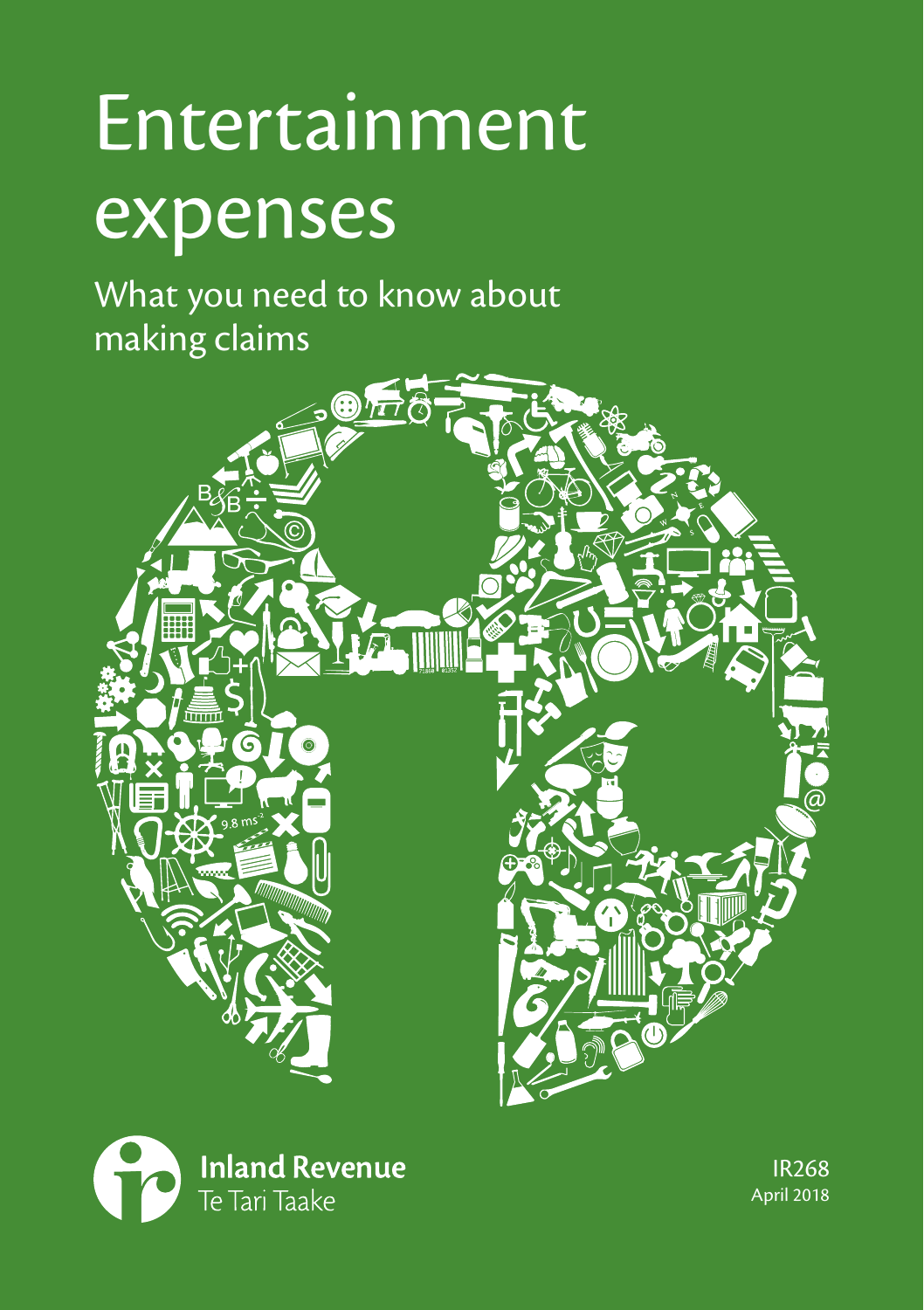# Entertainment expenses

## What you need to know about making claims

Inland Revenue
Te Tari Taake

IR268
April 2018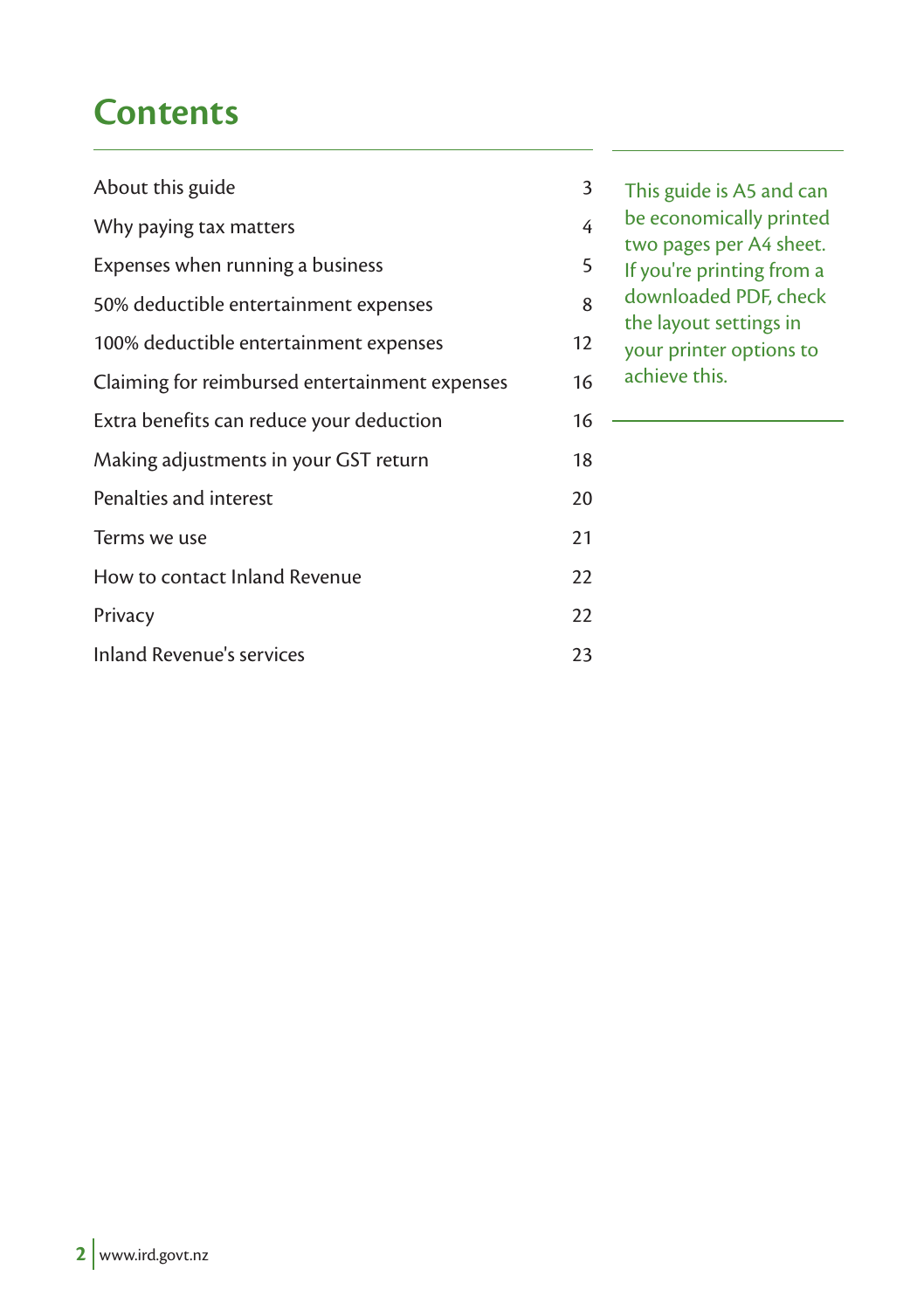# Contents

| | |
|---|---|
| About this guide | 3 |
| Why paying tax matters | 4 |
| Expenses when running a business | 5 |
| 50% deductible entertainment expenses | 8 |
| 100% deductible entertainment expenses | 12 |
| Claiming for reimbursed entertainment expenses | 16 |
| Extra benefits can reduce your deduction | 16 |
| Making adjustments in your GST return | 18 |
| Penalties and interest | 20 |
| Terms we use | 21 |
| How to contact Inland Revenue | 22 |
| Privacy | 22 |
| Inland Revenue's services | 23 |

This guide is A5 and can be economically printed two pages per A4 sheet. If you're printing from a downloaded PDF, check the layout settings in your printer options to achieve this.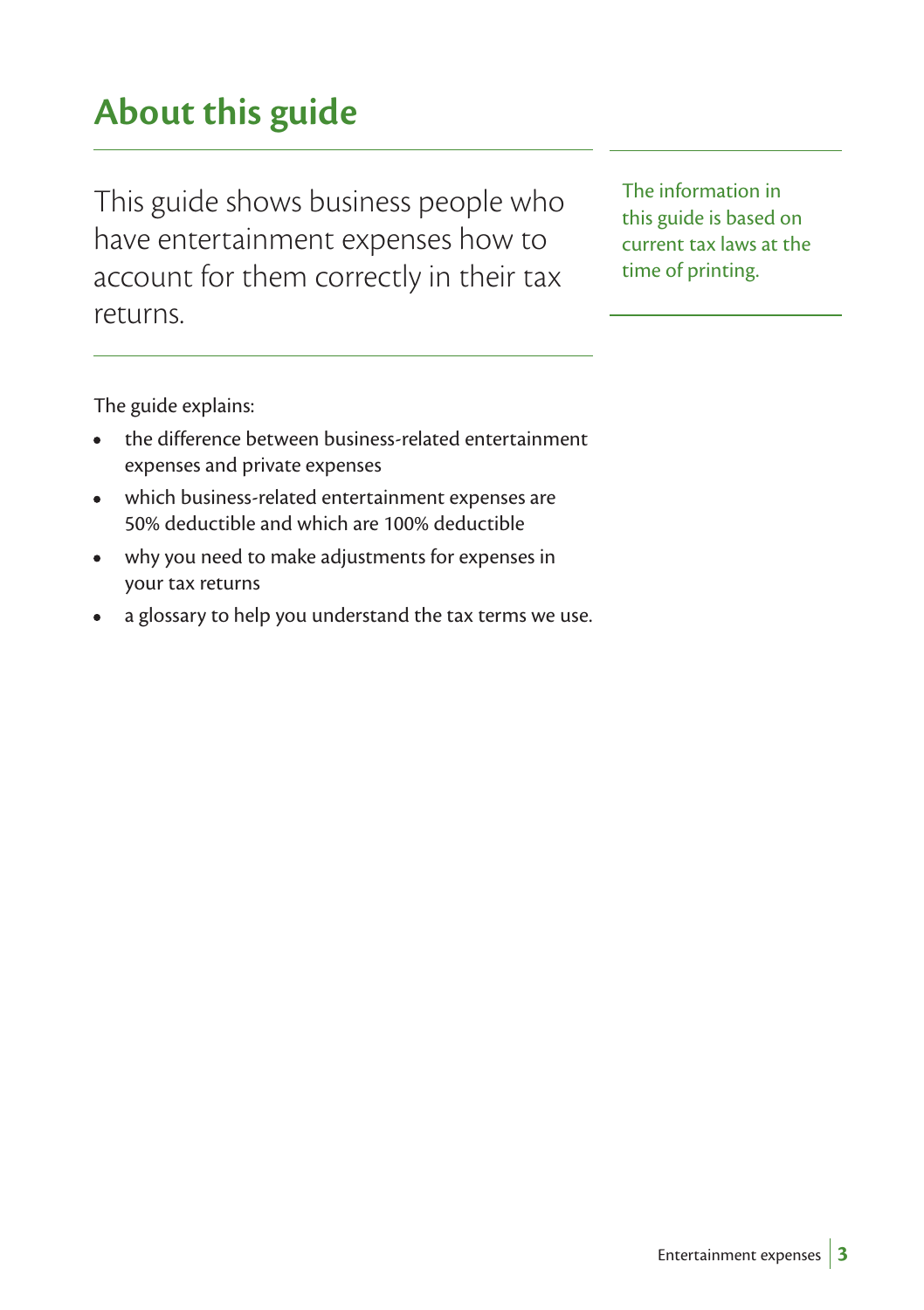# About this guide

This guide shows business people who have entertainment expenses how to account for them correctly in their tax returns.

The information in this guide is based on current tax laws at the time of printing.

The guide explains:

- the difference between business-related entertainment expenses and private expenses
- which business-related entertainment expenses are 50% deductible and which are 100% deductible
- why you need to make adjustments for expenses in your tax returns
- a glossary to help you understand the tax terms we use.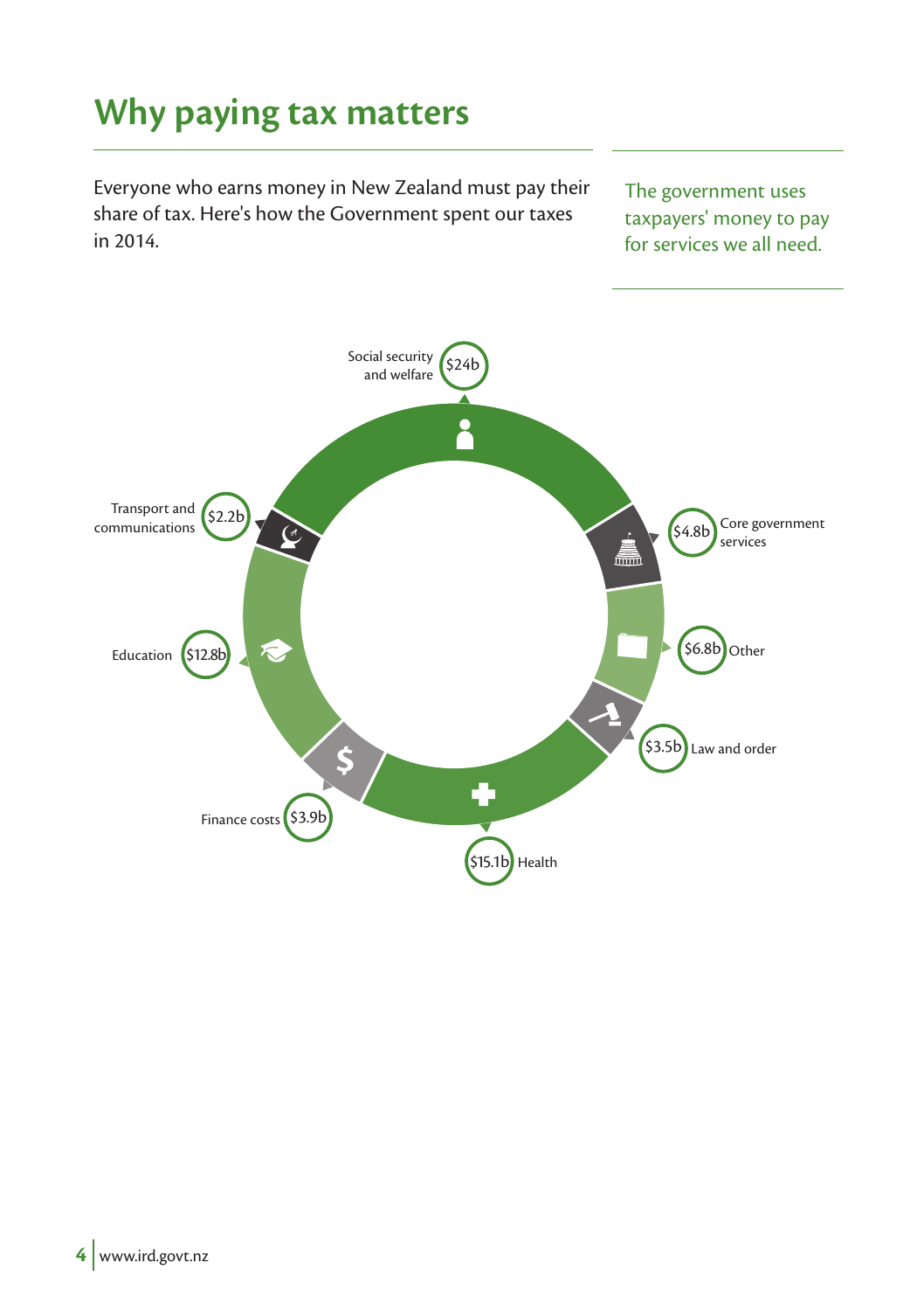# Why paying tax matters

Everyone who earns money in New Zealand must pay their share of tax. Here's how the Government spent our taxes in 2014.

The government uses taxpayers' money to pay for services we all need.

Social security and welfare $24b

Core government services $4.8b

Other $6.8b

Law and order $3.5b

Health $15.1b

Finance costs $3.9b

Education $12.8b

Transport and communications $2.2b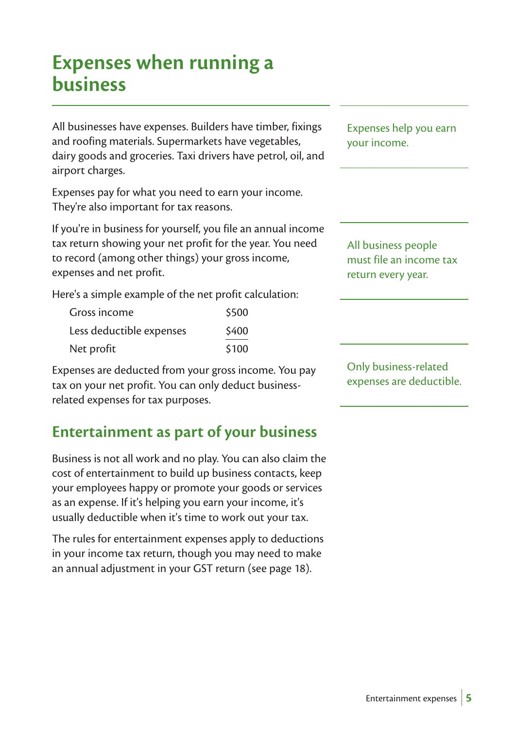# Expenses when running a business

All businesses have expenses. Builders have timber, fixings and roofing materials. Supermarkets have vegetables, dairy goods and groceries. Taxi drivers have petrol, oil, and airport charges.

Expenses help you earn your income.

Expenses pay for what you need to earn your income. They're also important for tax reasons.

If you're in business for yourself, you file an annual income tax return showing your net profit for the year. You need to record (among other things) your gross income, expenses and net profit.

All business people must file an income tax return every year.

Here's a simple example of the net profit calculation:

| | |
|---|---|
| Gross income | \$500 |
| Less deductible expenses | \$400 |
| Net profit | \$100 |

Expenses are deducted from your gross income. You pay tax on your net profit. You can only deduct business-related expenses for tax purposes.

Only business-related expenses are deductible.

## Entertainment as part of your business

Business is not all work and no play. You can also claim the cost of entertainment to build up business contacts, keep your employees happy or promote your goods or services as an expense. If it's helping you earn your income, it's usually deductible when it's time to work out your tax.

The rules for entertainment expenses apply to deductions in your income tax return, though you may need to make an annual adjustment in your GST return (see page 18).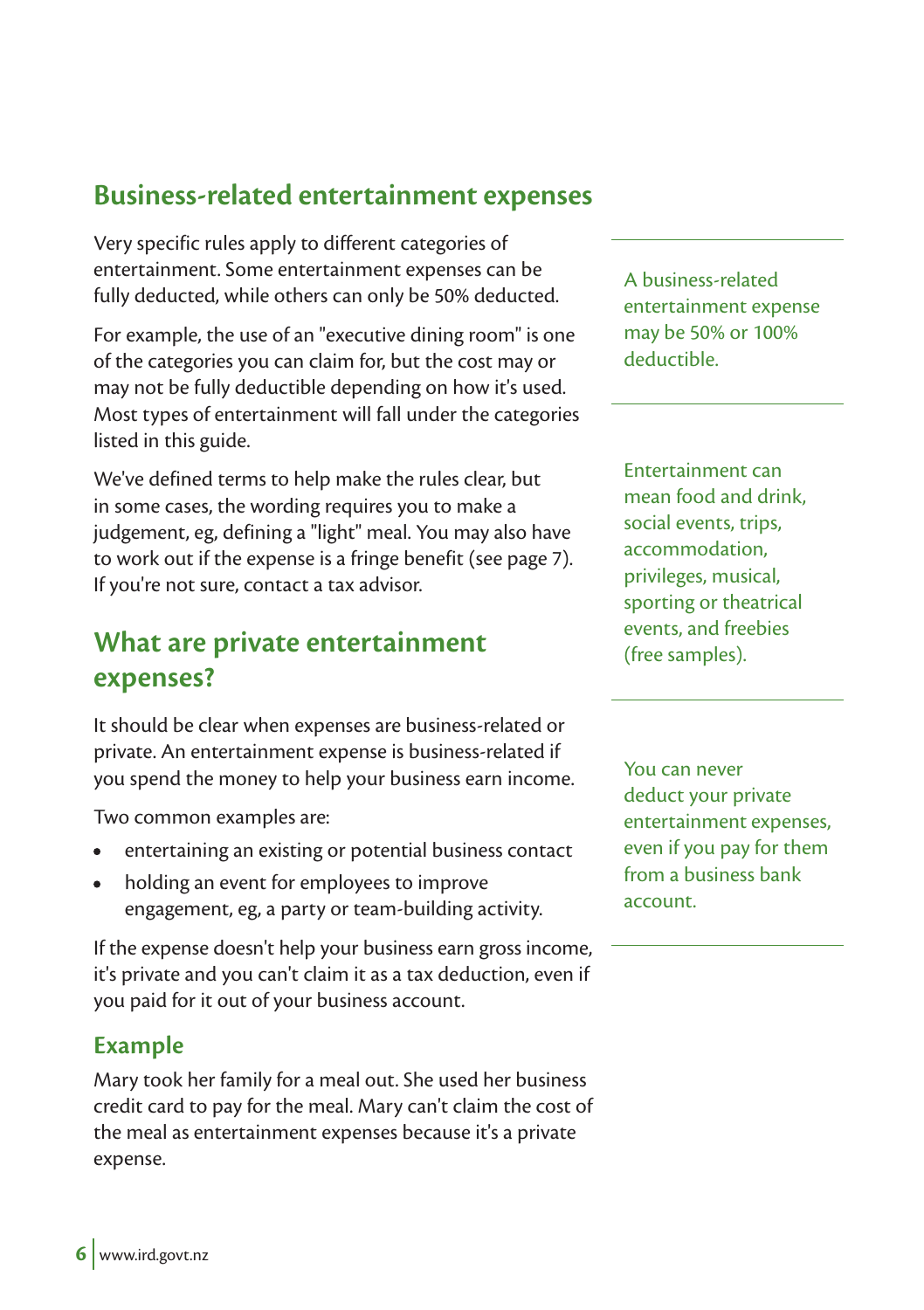## Business-related entertainment expenses

Very specific rules apply to different categories of entertainment. Some entertainment expenses can be fully deducted, while others can only be 50% deducted.

For example, the use of an "executive dining room" is one of the categories you can claim for, but the cost may or may not be fully deductible depending on how it's used. Most types of entertainment will fall under the categories listed in this guide.

We've defined terms to help make the rules clear, but in some cases, the wording requires you to make a judgement, eg, defining a "light" meal. You may also have to work out if the expense is a fringe benefit (see page 7). If you're not sure, contact a tax advisor.

A business-related entertainment expense may be 50% or 100% deductible.

Entertainment can mean food and drink, social events, trips, accommodation, privileges, musical, sporting or theatrical events, and freebies (free samples).

## What are private entertainment expenses?

It should be clear when expenses are business-related or private. An entertainment expense is business-related if you spend the money to help your business earn income.

Two common examples are:

- entertaining an existing or potential business contact
- holding an event for employees to improve engagement, eg, a party or team-building activity.

If the expense doesn't help your business earn gross income, it's private and you can't claim it as a tax deduction, even if you paid for it out of your business account.

You can never deduct your private entertainment expenses, even if you pay for them from a business bank account.

### Example

Mary took her family for a meal out. She used her business credit card to pay for the meal. Mary can't claim the cost of the meal as entertainment expenses because it's a private expense.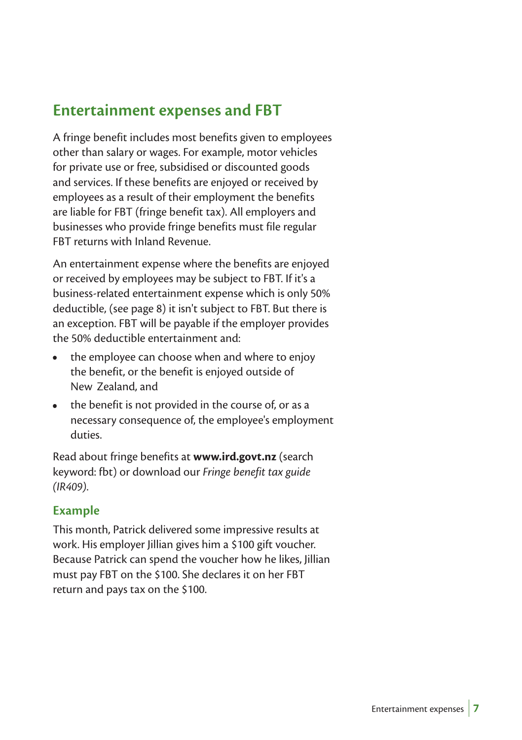## Entertainment expenses and FBT

A fringe benefit includes most benefits given to employees other than salary or wages. For example, motor vehicles for private use or free, subsidised or discounted goods and services. If these benefits are enjoyed or received by employees as a result of their employment the benefits are liable for FBT (fringe benefit tax). All employers and businesses who provide fringe benefits must file regular FBT returns with Inland Revenue.

An entertainment expense where the benefits are enjoyed or received by employees may be subject to FBT. If it's a business-related entertainment expense which is only 50% deductible, (see page 8) it isn't subject to FBT. But there is an exception. FBT will be payable if the employer provides the 50% deductible entertainment and:

- the employee can choose when and where to enjoy the benefit, or the benefit is enjoyed outside of New Zealand, and
- the benefit is not provided in the course of, or as a necessary consequence of, the employee's employment duties.

Read about fringe benefits at **www.ird.govt.nz** (search keyword: fbt) or download our *Fringe benefit tax guide (IR409)*.

### Example

This month, Patrick delivered some impressive results at work. His employer Jillian gives him a $100 gift voucher. Because Patrick can spend the voucher how he likes, Jillian must pay FBT on the $100. She declares it on her FBT return and pays tax on the $100.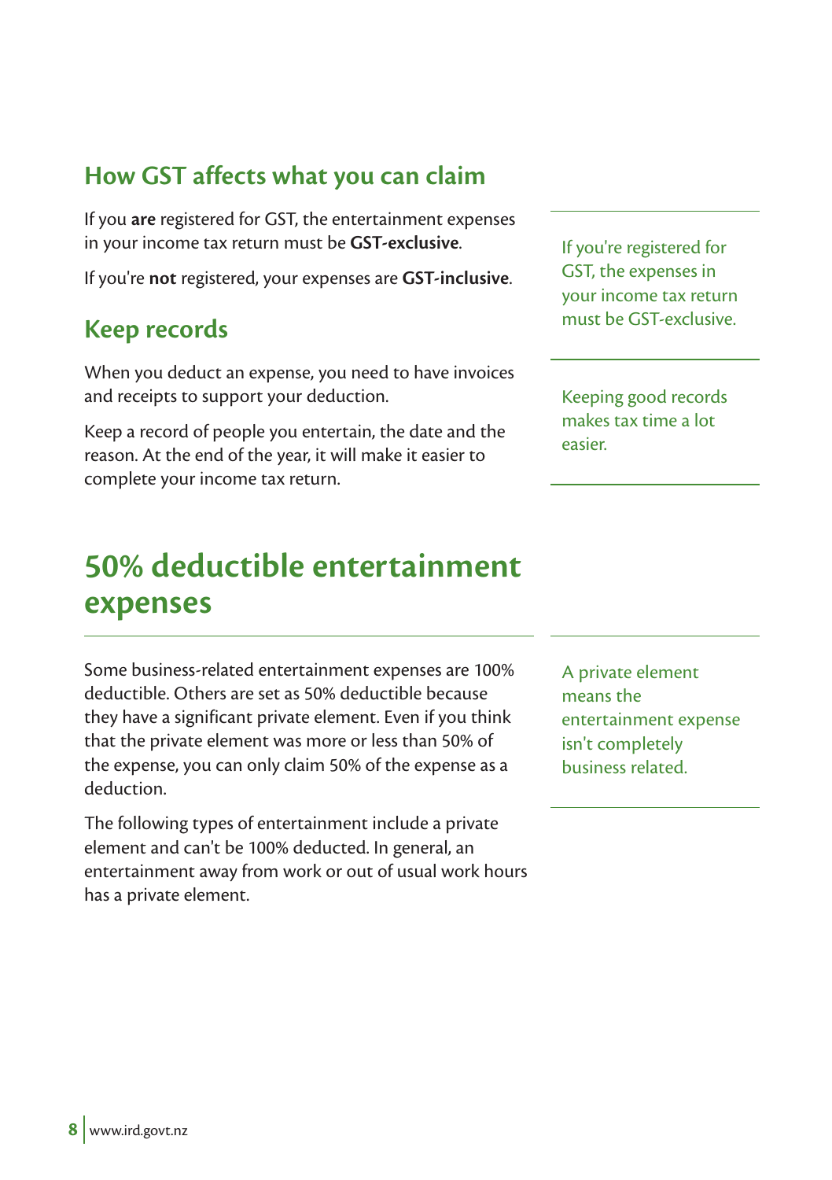## How GST affects what you can claim

If you **are** registered for GST, the entertainment expenses in your income tax return must be **GST-exclusive**.

If you're **not** registered, your expenses are **GST-inclusive**.

If you're registered for GST, the expenses in your income tax return must be GST-exclusive.

## Keep records

When you deduct an expense, you need to have invoices and receipts to support your deduction.

Keep a record of people you entertain, the date and the reason. At the end of the year, it will make it easier to complete your income tax return.

Keeping good records makes tax time a lot easier.

# 50% deductible entertainment expenses

Some business-related entertainment expenses are 100% deductible. Others are set as 50% deductible because they have a significant private element. Even if you think that the private element was more or less than 50% of the expense, you can only claim 50% of the expense as a deduction.

A private element means the entertainment expense isn't completely business related.

The following types of entertainment include a private element and can't be 100% deducted. In general, an entertainment away from work or out of usual work hours has a private element.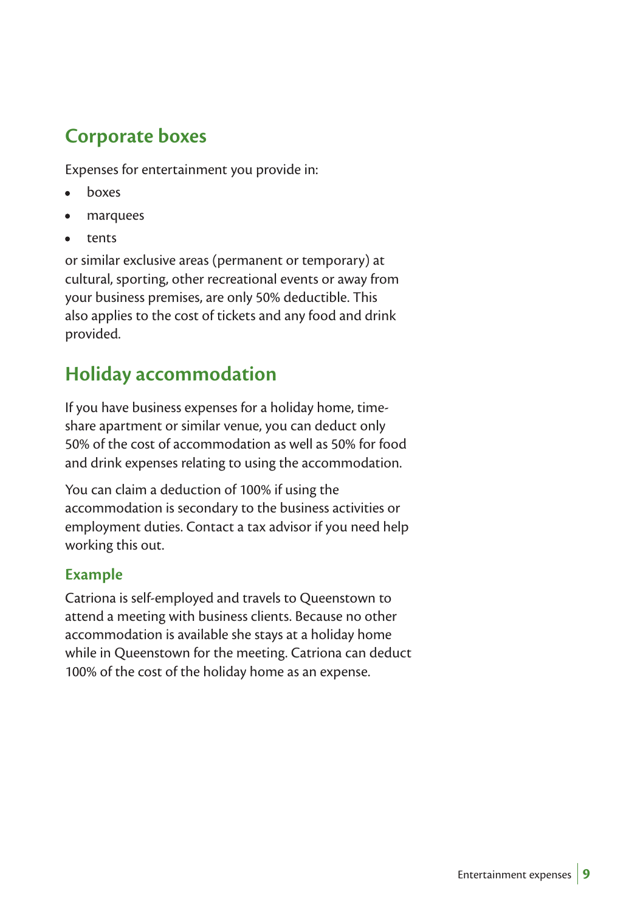## Corporate boxes

Expenses for entertainment you provide in:

- boxes
- marquees
- tents

or similar exclusive areas (permanent or temporary) at cultural, sporting, other recreational events or away from your business premises, are only 50% deductible. This also applies to the cost of tickets and any food and drink provided.

## Holiday accommodation

If you have business expenses for a holiday home, time-share apartment or similar venue, you can deduct only 50% of the cost of accommodation as well as 50% for food and drink expenses relating to using the accommodation.

You can claim a deduction of 100% if using the accommodation is secondary to the business activities or employment duties. Contact a tax advisor if you need help working this out.

### Example

Catriona is self-employed and travels to Queenstown to attend a meeting with business clients. Because no other accommodation is available she stays at a holiday home while in Queenstown for the meeting. Catriona can deduct 100% of the cost of the holiday home as an expense.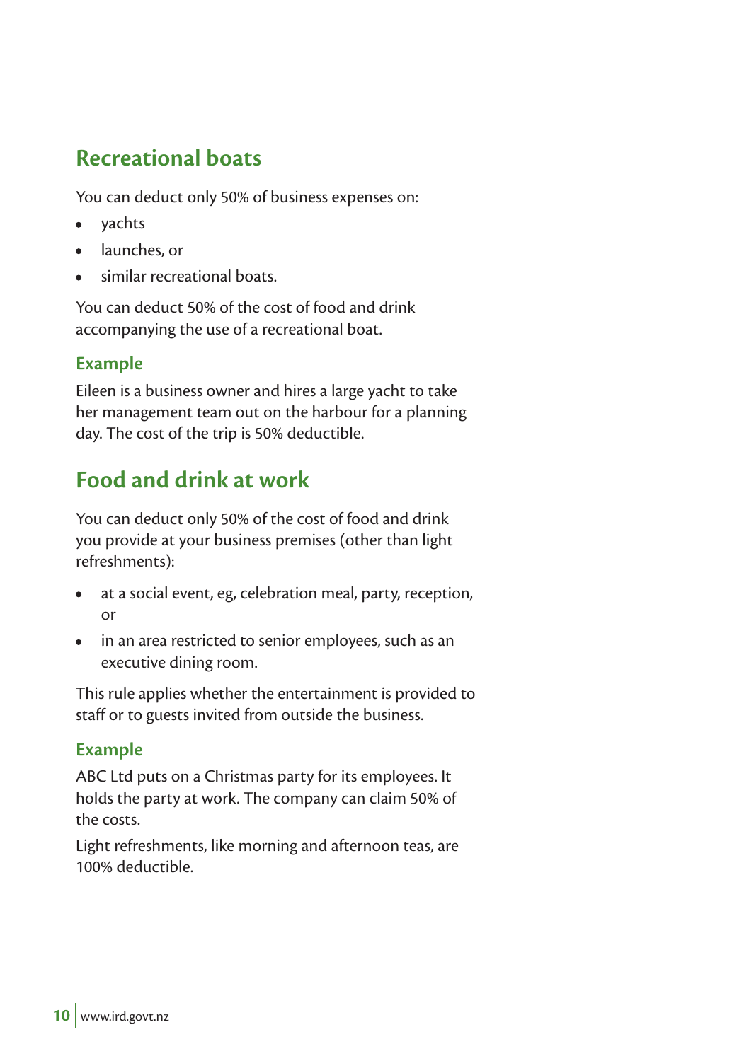## Recreational boats

You can deduct only 50% of business expenses on:

- yachts
- launches, or
- similar recreational boats.

You can deduct 50% of the cost of food and drink accompanying the use of a recreational boat.

### Example

Eileen is a business owner and hires a large yacht to take her management team out on the harbour for a planning day. The cost of the trip is 50% deductible.

## Food and drink at work

You can deduct only 50% of the cost of food and drink you provide at your business premises (other than light refreshments):

- at a social event, eg, celebration meal, party, reception, or
- in an area restricted to senior employees, such as an executive dining room.

This rule applies whether the entertainment is provided to staff or to guests invited from outside the business.

### Example

ABC Ltd puts on a Christmas party for its employees. It holds the party at work. The company can claim 50% of the costs.

Light refreshments, like morning and afternoon teas, are 100% deductible.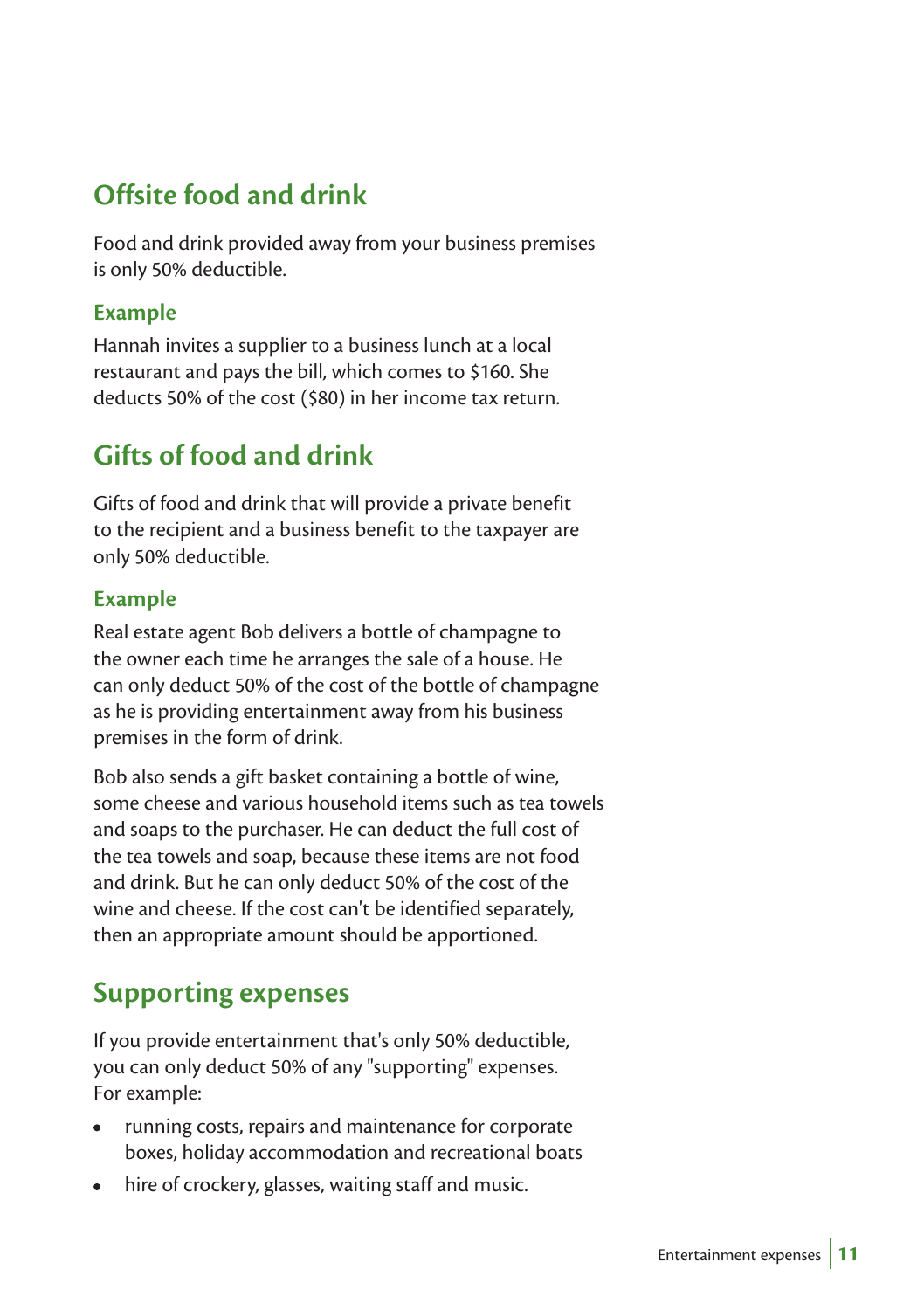## Offsite food and drink

Food and drink provided away from your business premises is only 50% deductible.

### Example

Hannah invites a supplier to a business lunch at a local restaurant and pays the bill, which comes to $160. She deducts 50% of the cost ($80) in her income tax return.

## Gifts of food and drink

Gifts of food and drink that will provide a private benefit to the recipient and a business benefit to the taxpayer are only 50% deductible.

### Example

Real estate agent Bob delivers a bottle of champagne to the owner each time he arranges the sale of a house. He can only deduct 50% of the cost of the bottle of champagne as he is providing entertainment away from his business premises in the form of drink.

Bob also sends a gift basket containing a bottle of wine, some cheese and various household items such as tea towels and soaps to the purchaser. He can deduct the full cost of the tea towels and soap, because these items are not food and drink. But he can only deduct 50% of the cost of the wine and cheese. If the cost can't be identified separately, then an appropriate amount should be apportioned.

## Supporting expenses

If you provide entertainment that's only 50% deductible, you can only deduct 50% of any "supporting" expenses. For example:

- running costs, repairs and maintenance for corporate boxes, holiday accommodation and recreational boats
- hire of crockery, glasses, waiting staff and music.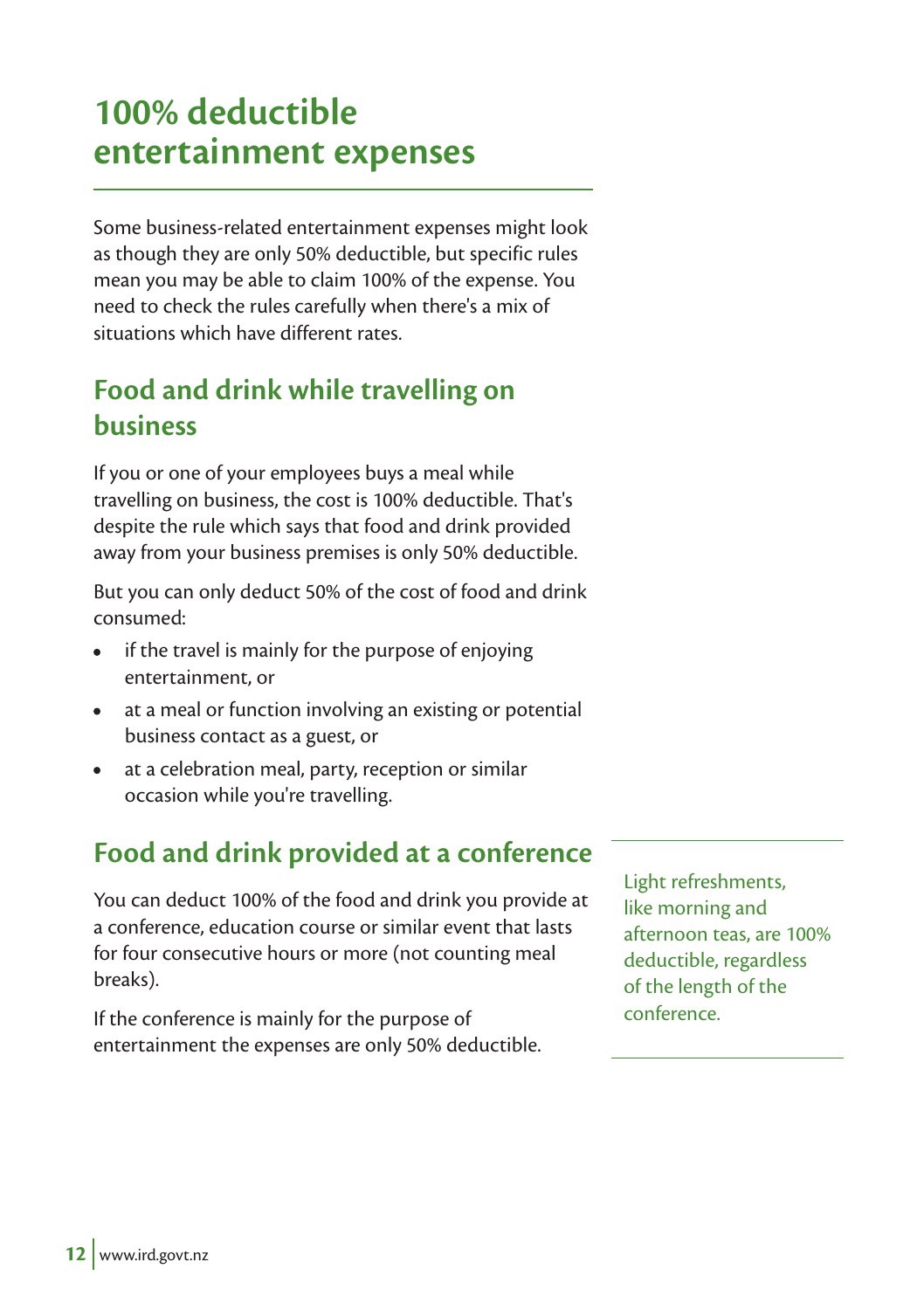# 100% deductible entertainment expenses

Some business-related entertainment expenses might look as though they are only 50% deductible, but specific rules mean you may be able to claim 100% of the expense. You need to check the rules carefully when there's a mix of situations which have different rates.

## Food and drink while travelling on business

If you or one of your employees buys a meal while travelling on business, the cost is 100% deductible. That's despite the rule which says that food and drink provided away from your business premises is only 50% deductible.

But you can only deduct 50% of the cost of food and drink consumed:

- if the travel is mainly for the purpose of enjoying entertainment, or
- at a meal or function involving an existing or potential business contact as a guest, or
- at a celebration meal, party, reception or similar occasion while you're travelling.

## Food and drink provided at a conference

You can deduct 100% of the food and drink you provide at a conference, education course or similar event that lasts for four consecutive hours or more (not counting meal breaks).

If the conference is mainly for the purpose of entertainment the expenses are only 50% deductible.

Light refreshments, like morning and afternoon teas, are 100% deductible, regardless of the length of the conference.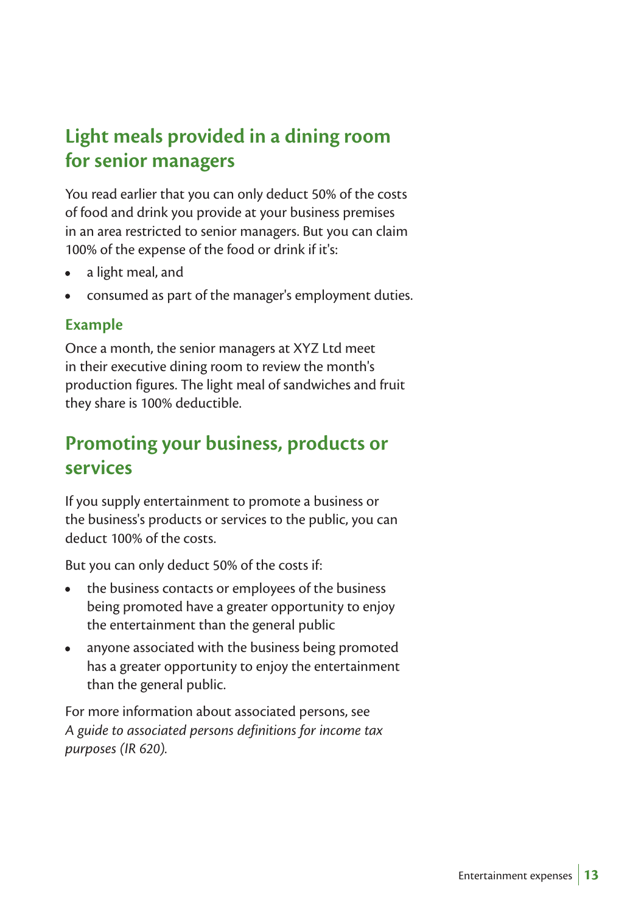## Light meals provided in a dining room for senior managers

You read earlier that you can only deduct 50% of the costs of food and drink you provide at your business premises in an area restricted to senior managers. But you can claim 100% of the expense of the food or drink if it's:

- a light meal, and
- consumed as part of the manager's employment duties.

### Example

Once a month, the senior managers at XYZ Ltd meet in their executive dining room to review the month's production figures. The light meal of sandwiches and fruit they share is 100% deductible.

## Promoting your business, products or services

If you supply entertainment to promote a business or the business's products or services to the public, you can deduct 100% of the costs.

But you can only deduct 50% of the costs if:

- the business contacts or employees of the business being promoted have a greater opportunity to enjoy the entertainment than the general public
- anyone associated with the business being promoted has a greater opportunity to enjoy the entertainment than the general public.

For more information about associated persons, see *A guide to associated persons definitions for income tax purposes (IR 620).*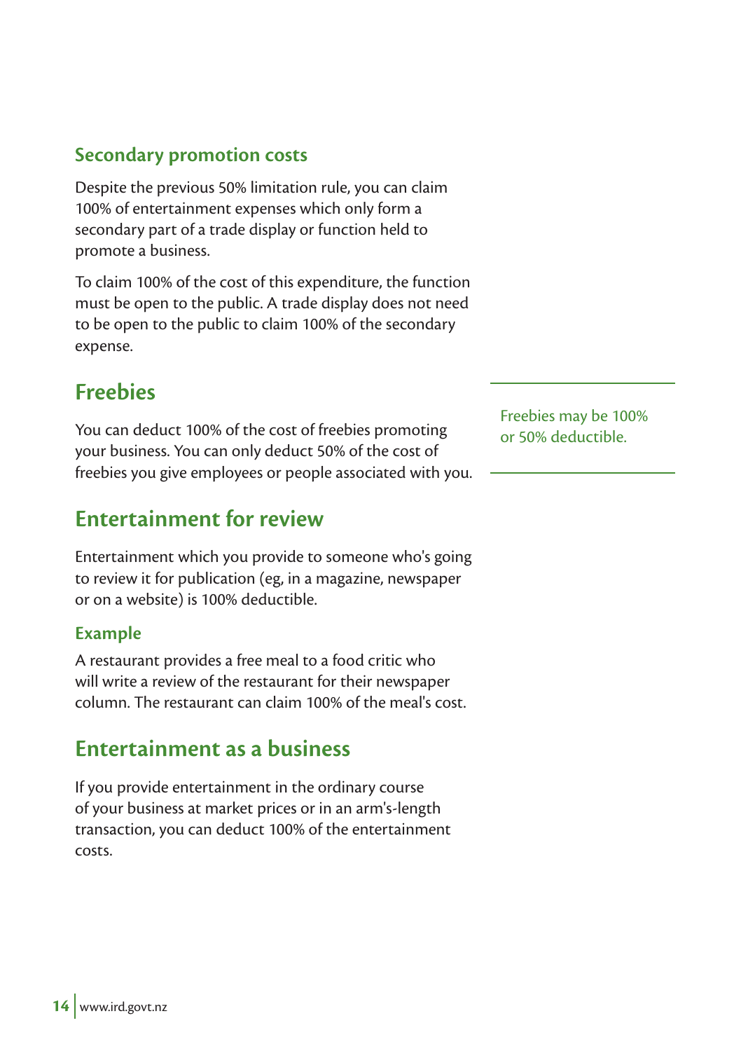### Secondary promotion costs

Despite the previous 50% limitation rule, you can claim 100% of entertainment expenses which only form a secondary part of a trade display or function held to promote a business.

To claim 100% of the cost of this expenditure, the function must be open to the public. A trade display does not need to be open to the public to claim 100% of the secondary expense.

## Freebies

You can deduct 100% of the cost of freebies promoting your business. You can only deduct 50% of the cost of freebies you give employees or people associated with you.

Freebies may be 100% or 50% deductible.

## Entertainment for review

Entertainment which you provide to someone who's going to review it for publication (eg, in a magazine, newspaper or on a website) is 100% deductible.

### Example

A restaurant provides a free meal to a food critic who will write a review of the restaurant for their newspaper column. The restaurant can claim 100% of the meal's cost.

## Entertainment as a business

If you provide entertainment in the ordinary course of your business at market prices or in an arm's-length transaction, you can deduct 100% of the entertainment costs.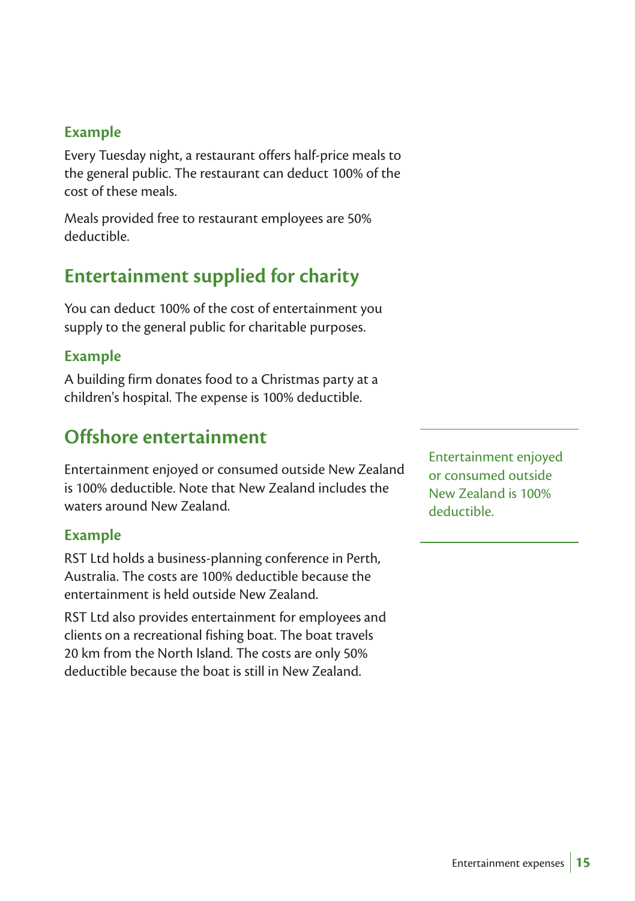### Example

Every Tuesday night, a restaurant offers half-price meals to the general public. The restaurant can deduct 100% of the cost of these meals.

Meals provided free to restaurant employees are 50% deductible.

## Entertainment supplied for charity

You can deduct 100% of the cost of entertainment you supply to the general public for charitable purposes.

### Example

A building firm donates food to a Christmas party at a children's hospital. The expense is 100% deductible.

## Offshore entertainment

Entertainment enjoyed or consumed outside New Zealand is 100% deductible. Note that New Zealand includes the waters around New Zealand.

Entertainment enjoyed or consumed outside New Zealand is 100% deductible.

### Example

RST Ltd holds a business-planning conference in Perth, Australia. The costs are 100% deductible because the entertainment is held outside New Zealand.

RST Ltd also provides entertainment for employees and clients on a recreational fishing boat. The boat travels 20 km from the North Island. The costs are only 50% deductible because the boat is still in New Zealand.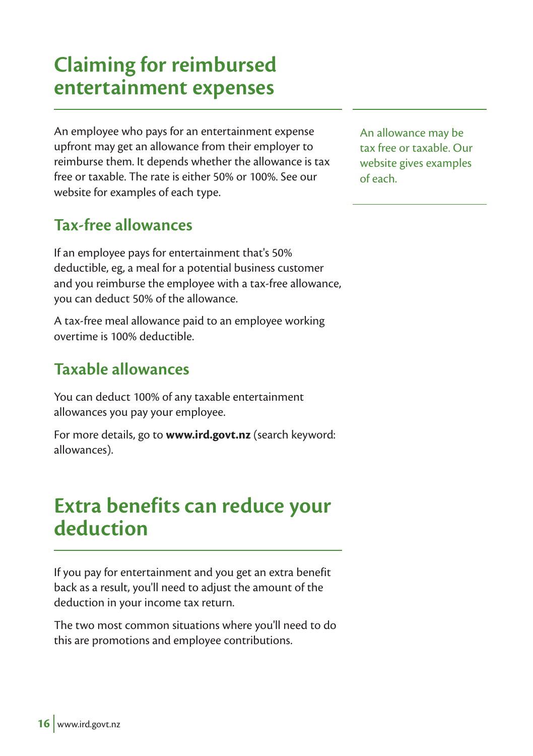# Claiming for reimbursed entertainment expenses

An employee who pays for an entertainment expense upfront may get an allowance from their employer to reimburse them. It depends whether the allowance is tax free or taxable. The rate is either 50% or 100%. See our website for examples of each type.

An allowance may be tax free or taxable. Our website gives examples of each.

## Tax-free allowances

If an employee pays for entertainment that's 50% deductible, eg, a meal for a potential business customer and you reimburse the employee with a tax-free allowance, you can deduct 50% of the allowance.

A tax-free meal allowance paid to an employee working overtime is 100% deductible.

## Taxable allowances

You can deduct 100% of any taxable entertainment allowances you pay your employee.

For more details, go to **www.ird.govt.nz** (search keyword: allowances).

# Extra benefits can reduce your deduction

If you pay for entertainment and you get an extra benefit back as a result, you'll need to adjust the amount of the deduction in your income tax return.

The two most common situations where you'll need to do this are promotions and employee contributions.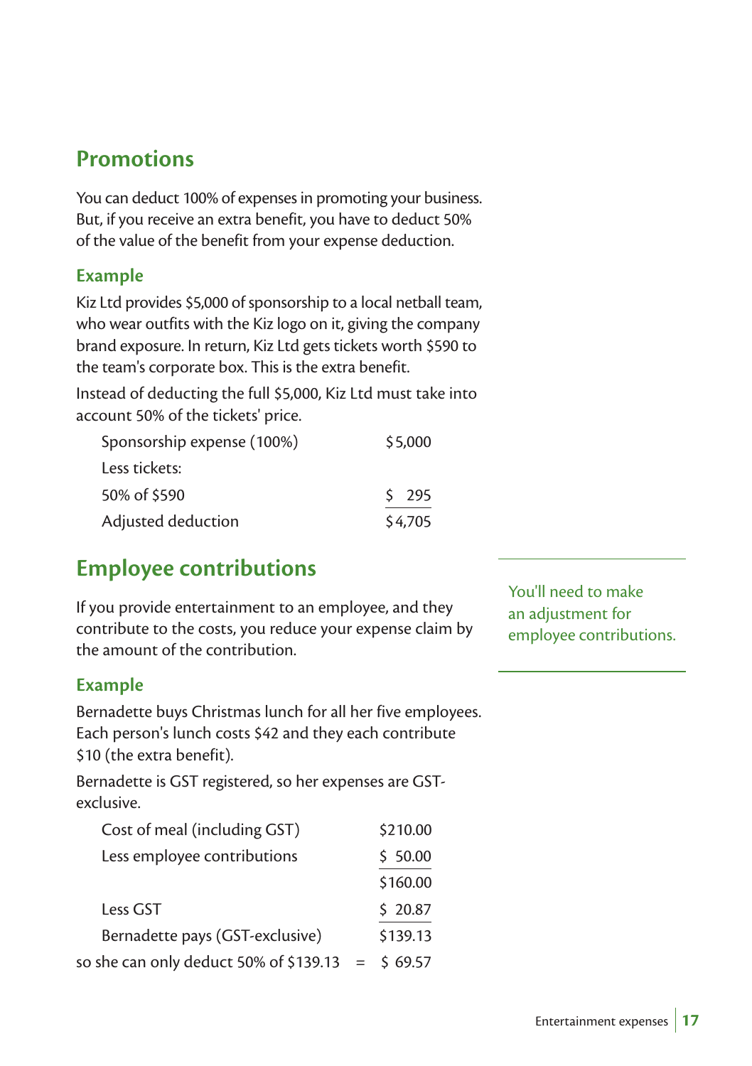## Promotions

You can deduct 100% of expenses in promoting your business. But, if you receive an extra benefit, you have to deduct 50% of the value of the benefit from your expense deduction.

### Example

Kiz Ltd provides $5,000 of sponsorship to a local netball team, who wear outfits with the Kiz logo on it, giving the company brand exposure. In return, Kiz Ltd gets tickets worth $590 to the team's corporate box. This is the extra benefit.

Instead of deducting the full $5,000, Kiz Ltd must take into account 50% of the tickets' price.

| | |
|---|---|
| Sponsorship expense (100%) | $5,000 |
| Less tickets: | |
| 50% of $590 | $ 295 |
| Adjusted deduction | $4,705 |

## Employee contributions

You'll need to make an adjustment for employee contributions.

If you provide entertainment to an employee, and they contribute to the costs, you reduce your expense claim by the amount of the contribution.

### Example

Bernadette buys Christmas lunch for all her five employees. Each person's lunch costs $42 and they each contribute $10 (the extra benefit).

Bernadette is GST registered, so her expenses are GST-exclusive.

| | |
|---|---|
| Cost of meal (including GST) | $210.00 |
| Less employee contributions | $ 50.00 |
| | $160.00 |
| Less GST | $ 20.87 |
| Bernadette pays (GST-exclusive) | $139.13 |
| so she can only deduct 50% of $139.13 = | $ 69.57 |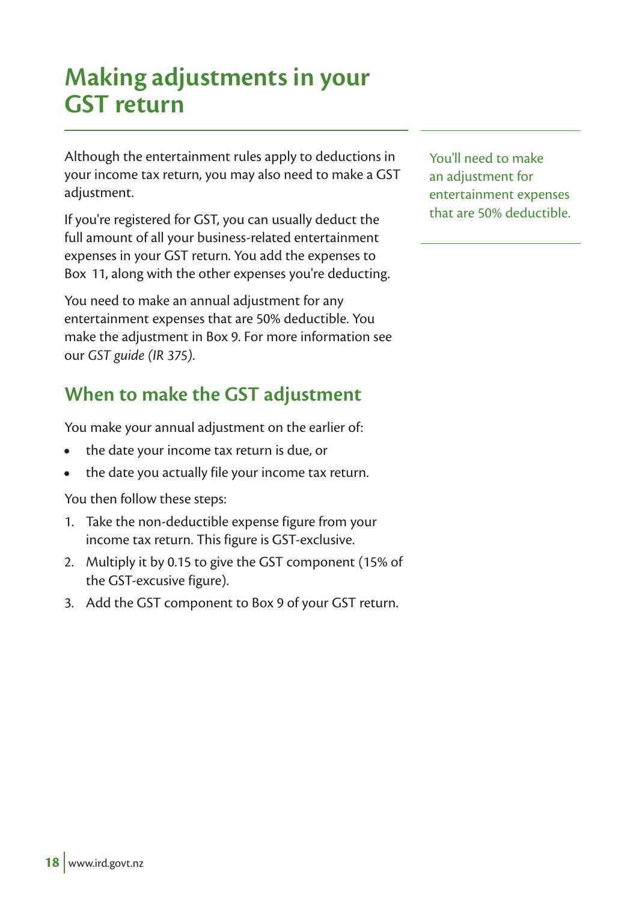# Making adjustments in your GST return

Although the entertainment rules apply to deductions in your income tax return, you may also need to make a GST adjustment.

If you're registered for GST, you can usually deduct the full amount of all your business-related entertainment expenses in your GST return. You add the expenses to Box 11, along with the other expenses you're deducting.

You need to make an annual adjustment for any entertainment expenses that are 50% deductible. You make the adjustment in Box 9. For more information see our *GST guide (IR 375)*.

You'll need to make an adjustment for entertainment expenses that are 50% deductible.

## When to make the GST adjustment

You make your annual adjustment on the earlier of:

- the date your income tax return is due, or
- the date you actually file your income tax return.

You then follow these steps:

1. Take the non-deductible expense figure from your income tax return. This figure is GST-exclusive.
2. Multiply it by 0.15 to give the GST component (15% of the GST-excusive figure).
3. Add the GST component to Box 9 of your GST return.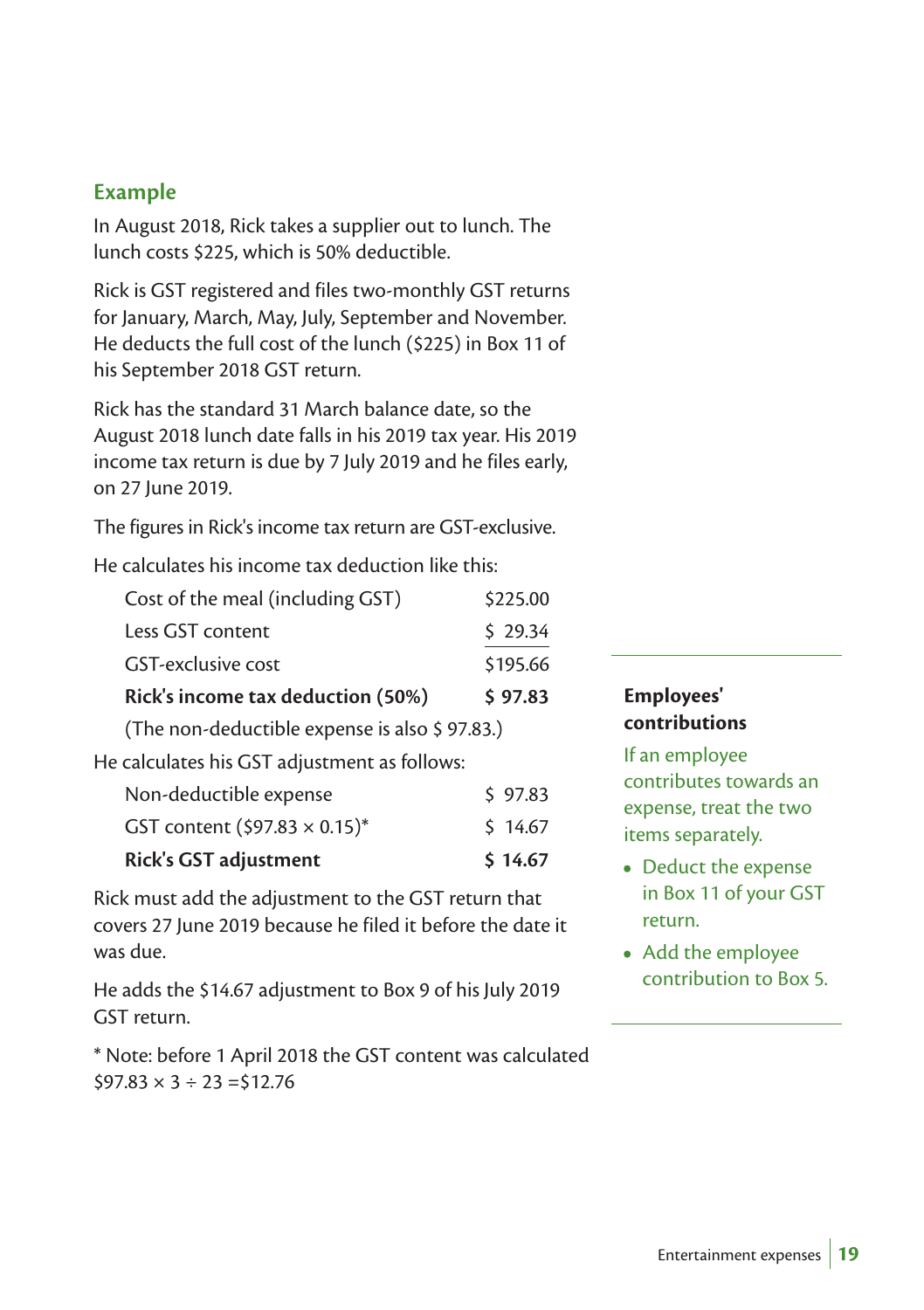## Example

In August 2018, Rick takes a supplier out to lunch. The lunch costs $225, which is 50% deductible.

Rick is GST registered and files two-monthly GST returns for January, March, May, July, September and November. He deducts the full cost of the lunch ($225) in Box 11 of his September 2018 GST return.

Rick has the standard 31 March balance date, so the August 2018 lunch date falls in his 2019 tax year. His 2019 income tax return is due by 7 July 2019 and he files early, on 27 June 2019.

The figures in Rick's income tax return are GST-exclusive.

He calculates his income tax deduction like this:

| | |
|---|---|
| Cost of the meal (including GST) | $225.00 |
| Less GST content | $ 29.34 |
| GST-exclusive cost | $195.66 |
| **Rick's income tax deduction (50%)** | **$ 97.83** |

(The non-deductible expense is also $ 97.83.)

He calculates his GST adjustment as follows:

| | |
|---|---|
| Non-deductible expense | $ 97.83 |
| GST content ($97.83 × 0.15)* | $ 14.67 |
| **Rick's GST adjustment** | **$ 14.67** |

Rick must add the adjustment to the GST return that covers 27 June 2019 because he filed it before the date it was due.

He adds the $14.67 adjustment to Box 9 of his July 2019 GST return.

* Note: before 1 April 2018 the GST content was calculated $97.83 × 3 ÷ 23 =$12.76

### Employees' contributions

If an employee contributes towards an expense, treat the two items separately.

- Deduct the expense in Box 11 of your GST return.
- Add the employee contribution to Box 5.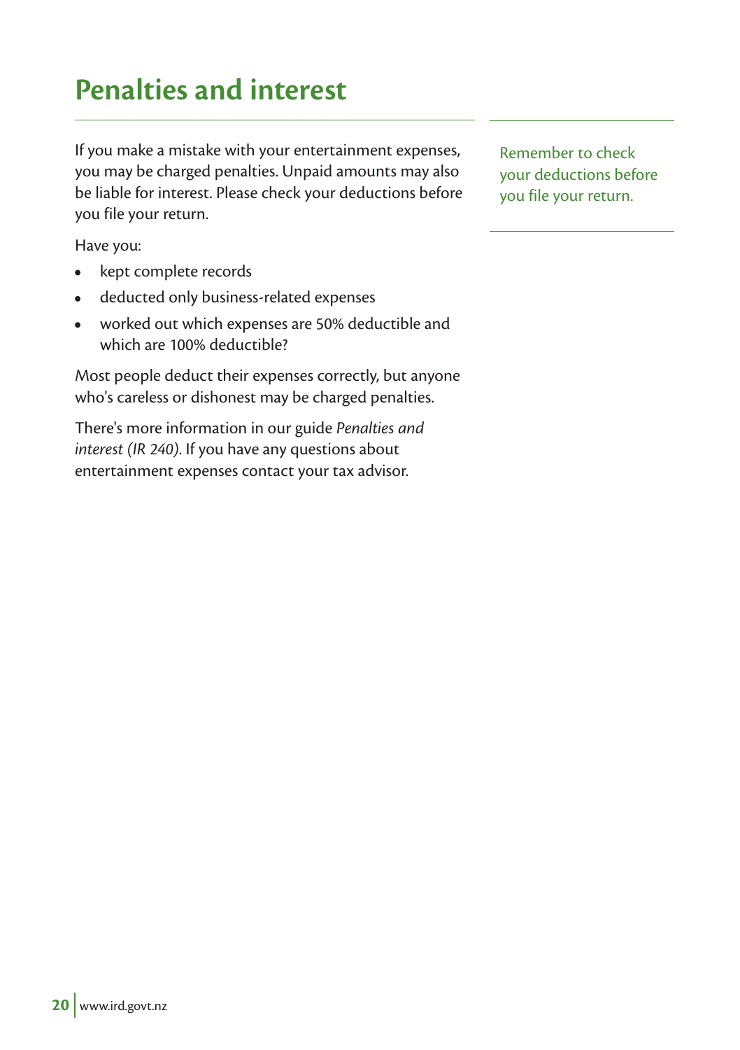# Penalties and interest

If you make a mistake with your entertainment expenses, you may be charged penalties. Unpaid amounts may also be liable for interest. Please check your deductions before you file your return.

Remember to check your deductions before you file your return.

Have you:

- kept complete records
- deducted only business-related expenses
- worked out which expenses are 50% deductible and which are 100% deductible?

Most people deduct their expenses correctly, but anyone who's careless or dishonest may be charged penalties.

There's more information in our guide *Penalties and interest (IR 240)*. If you have any questions about entertainment expenses contact your tax advisor.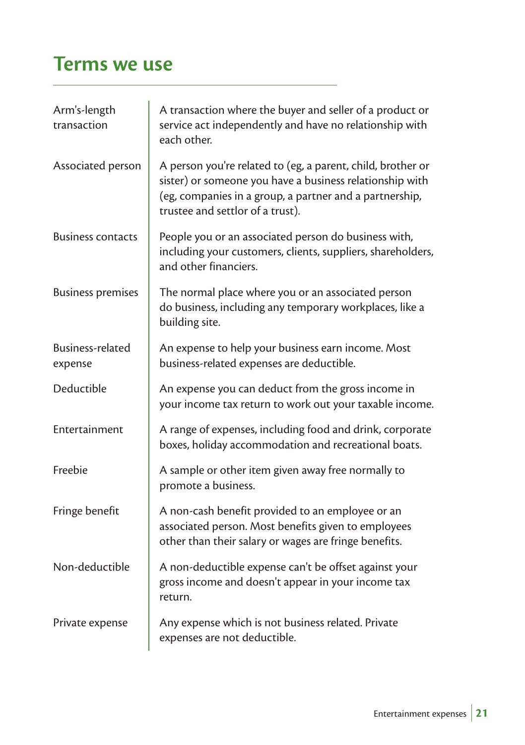# Terms we use

| Term | Definition |
| --- | --- |
| Arm's-length transaction | A transaction where the buyer and seller of a product or service act independently and have no relationship with each other. |
| Associated person | A person you're related to (eg, a parent, child, brother or sister) or someone you have a business relationship with (eg, companies in a group, a partner and a partnership, trustee and settlor of a trust). |
| Business contacts | People you or an associated person do business with, including your customers, clients, suppliers, shareholders, and other financiers. |
| Business premises | The normal place where you or an associated person do business, including any temporary workplaces, like a building site. |
| Business-related expense | An expense to help your business earn income. Most business-related expenses are deductible. |
| Deductible | An expense you can deduct from the gross income in your income tax return to work out your taxable income. |
| Entertainment | A range of expenses, including food and drink, corporate boxes, holiday accommodation and recreational boats. |
| Freebie | A sample or other item given away free normally to promote a business. |
| Fringe benefit | A non-cash benefit provided to an employee or an associated person. Most benefits given to employees other than their salary or wages are fringe benefits. |
| Non-deductible | A non-deductible expense can't be offset against your gross income and doesn't appear in your income tax return. |
| Private expense | Any expense which is not business related. Private expenses are not deductible. |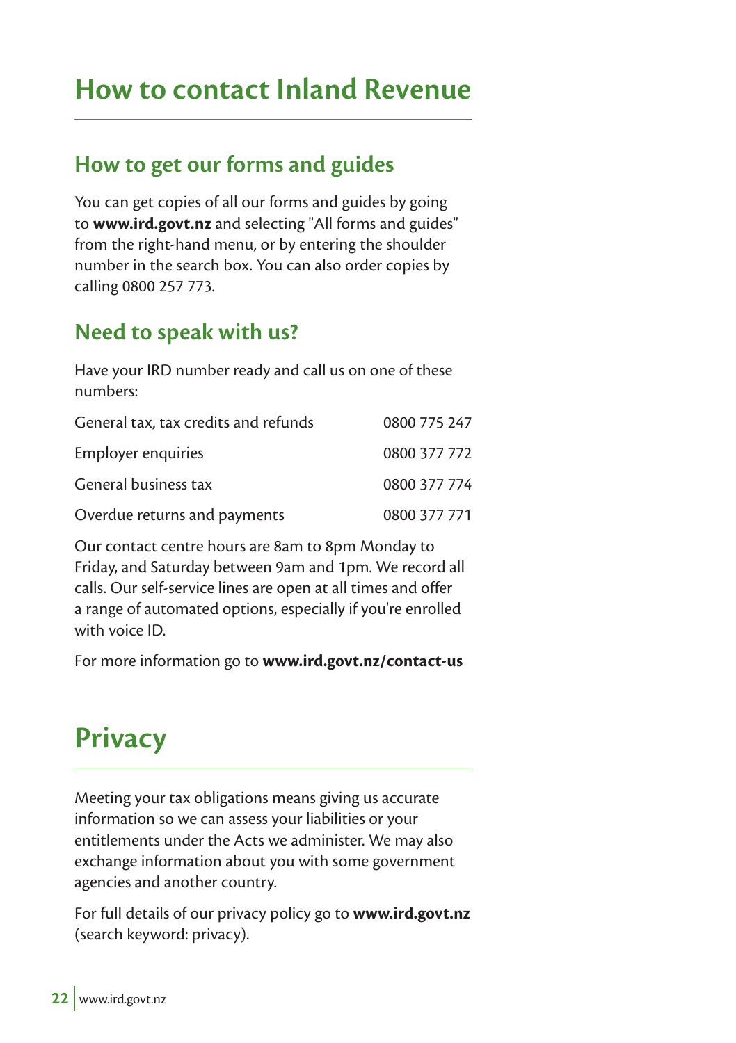# How to contact Inland Revenue

## How to get our forms and guides

You can get copies of all our forms and guides by going to **www.ird.govt.nz** and selecting "All forms and guides" from the right-hand menu, or by entering the shoulder number in the search box. You can also order copies by calling 0800 257 773.

## Need to speak with us?

Have your IRD number ready and call us on one of these numbers:

| | |
|---|---|
| General tax, tax credits and refunds | 0800 775 247 |
| Employer enquiries | 0800 377 772 |
| General business tax | 0800 377 774 |
| Overdue returns and payments | 0800 377 771 |

Our contact centre hours are 8am to 8pm Monday to Friday, and Saturday between 9am and 1pm. We record all calls. Our self-service lines are open at all times and offer a range of automated options, especially if you're enrolled with voice ID.

For more information go to **www.ird.govt.nz/contact-us**

# Privacy

Meeting your tax obligations means giving us accurate information so we can assess your liabilities or your entitlements under the Acts we administer. We may also exchange information about you with some government agencies and another country.

For full details of our privacy policy go to **www.ird.govt.nz** (search keyword: privacy).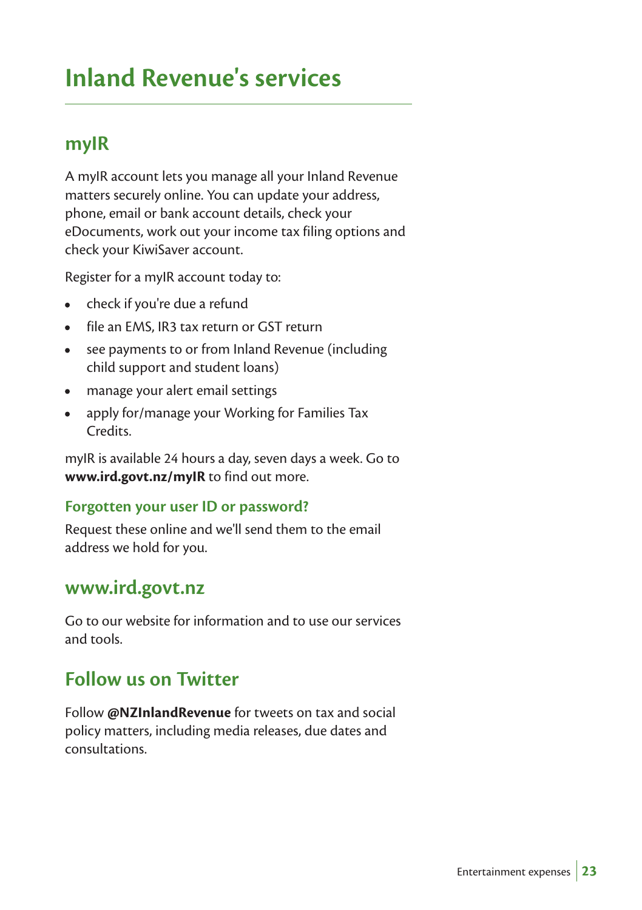# Inland Revenue's services

## myIR

A myIR account lets you manage all your Inland Revenue matters securely online. You can update your address, phone, email or bank account details, check your eDocuments, work out your income tax filing options and check your KiwiSaver account.

Register for a myIR account today to:

- check if you're due a refund
- file an EMS, IR3 tax return or GST return
- see payments to or from Inland Revenue (including child support and student loans)
- manage your alert email settings
- apply for/manage your Working for Families Tax Credits.

myIR is available 24 hours a day, seven days a week. Go to **www.ird.govt.nz/myIR** to find out more.

### Forgotten your user ID or password?

Request these online and we'll send them to the email address we hold for you.

## www.ird.govt.nz

Go to our website for information and to use our services and tools.

## Follow us on Twitter

Follow **@NZInlandRevenue** for tweets on tax and social policy matters, including media releases, due dates and consultations.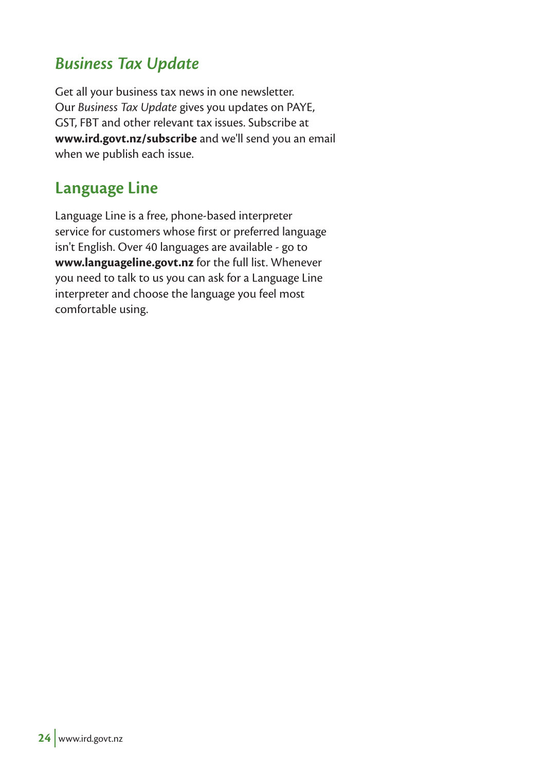## *Business Tax Update*

Get all your business tax news in one newsletter. Our *Business Tax Update* gives you updates on PAYE, GST, FBT and other relevant tax issues. Subscribe at **www.ird.govt.nz/subscribe** and we'll send you an email when we publish each issue.

## Language Line

Language Line is a free, phone-based interpreter service for customers whose first or preferred language isn't English. Over 40 languages are available - go to **www.languageline.govt.nz** for the full list. Whenever you need to talk to us you can ask for a Language Line interpreter and choose the language you feel most comfortable using.